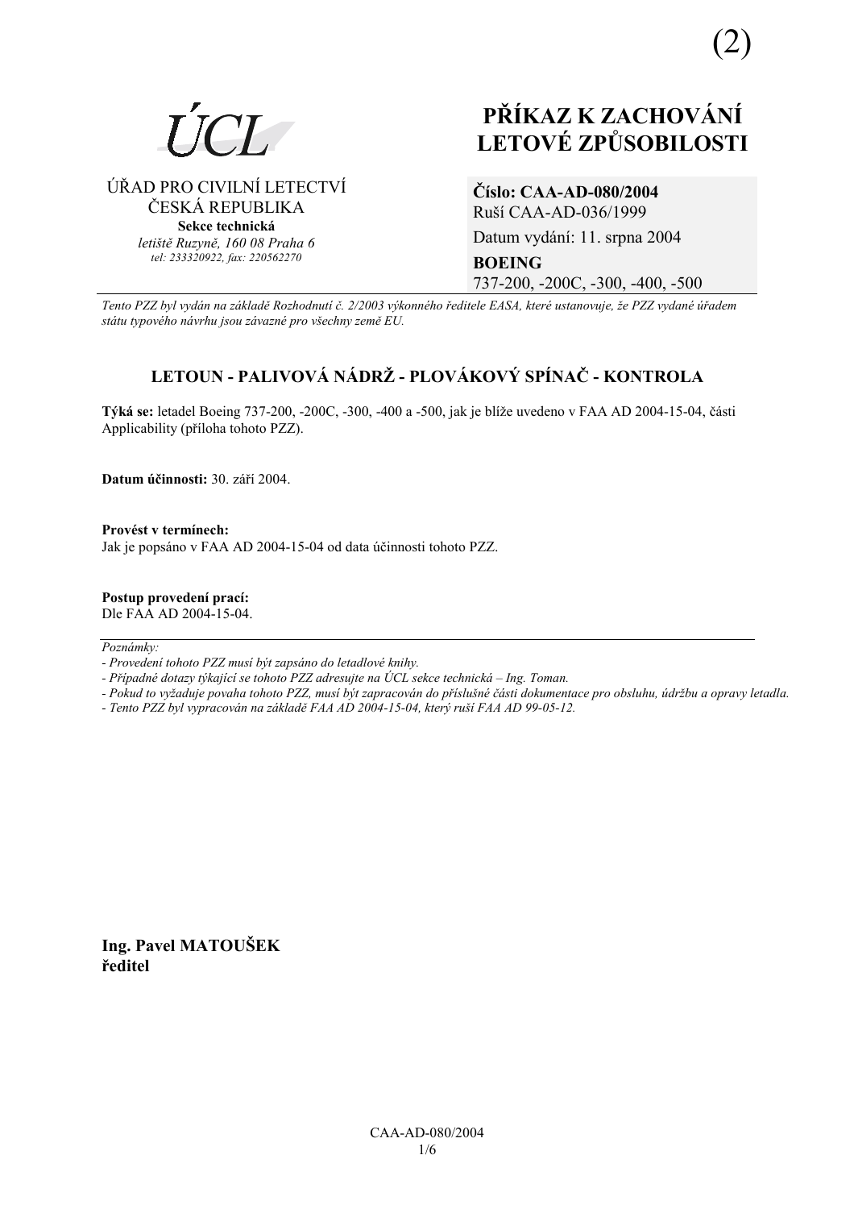(2)

ÚCL

ÚŘAD PRO CIVILNÍ LETECTVÍ
ČESKÁ REPUBLIKA
**Sekce technická**
*letiště Ruzyně, 160 08 Praha 6*
*tel: 233320922, fax: 220562270*

# PŘÍKAZ K ZACHOVÁNÍ LETOVÉ ZPŮSOBILOSTI

**Číslo: CAA-AD-080/2004**
Ruší CAA-AD-036/1999
Datum vydání: 11. srpna 2004
**BOEING**
737-200, -200C, -300, -400, -500

*Tento PZZ byl vydán na základě Rozhodnutí č. 2/2003 výkonného ředitele EASA, které ustanovuje, že PZZ vydané úřadem státu typového návrhu jsou závazné pro všechny země EU.*

## LETOUN - PALIVOVÁ NÁDRŽ - PLOVÁKOVÝ SPÍNAČ - KONTROLA

**Týká se:** letadel Boeing 737-200, -200C, -300, -400 a -500, jak je blíže uvedeno v FAA AD 2004-15-04, části Applicability (příloha tohoto PZZ).

**Datum účinnosti:** 30. září 2004.

**Provést v termínech:**
Jak je popsáno v FAA AD 2004-15-04 od data účinnosti tohoto PZZ.

**Postup provedení prací:**
Dle FAA AD 2004-15-04.

*Poznámky:*

*- Provedení tohoto PZZ musí být zapsáno do letadlové knihy.*
*- Případné dotazy týkající se tohoto PZZ adresujte na ÚCL sekce technická – Ing. Toman.*
*- Pokud to vyžaduje povaha tohoto PZZ, musí být zapracován do příslušné části dokumentace pro obsluhu, údržbu a opravy letadla.*
*- Tento PZZ byl vypracován na základě FAA AD 2004-15-04, který ruší FAA AD 99-05-12.*

**Ing. Pavel MATOUŠEK**
**ředitel**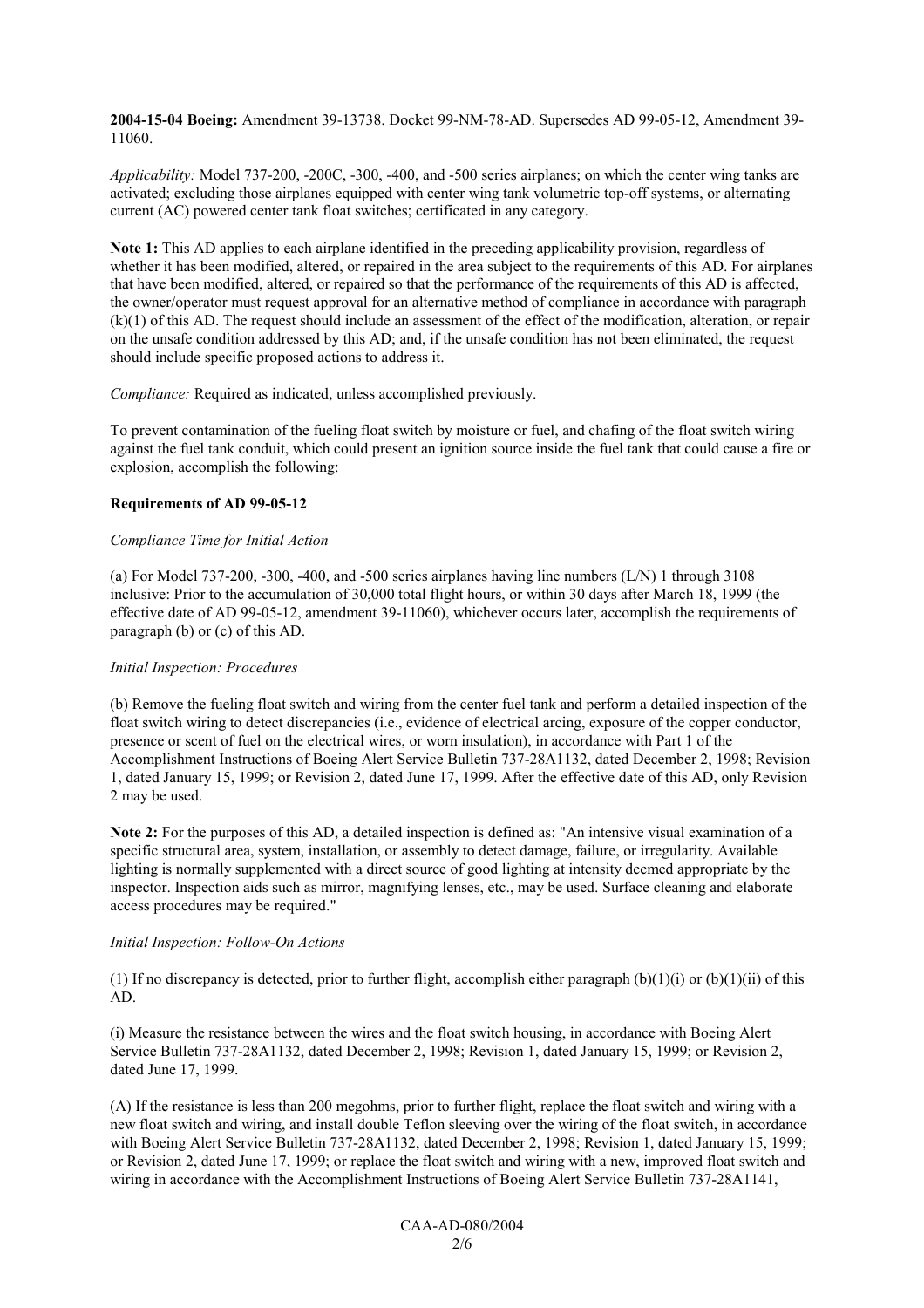**2004-15-04 Boeing:** Amendment 39-13738. Docket 99-NM-78-AD. Supersedes AD 99-05-12, Amendment 39-11060.

*Applicability:* Model 737-200, -200C, -300, -400, and -500 series airplanes; on which the center wing tanks are activated; excluding those airplanes equipped with center wing tank volumetric top-off systems, or alternating current (AC) powered center tank float switches; certificated in any category.

**Note 1:** This AD applies to each airplane identified in the preceding applicability provision, regardless of whether it has been modified, altered, or repaired in the area subject to the requirements of this AD. For airplanes that have been modified, altered, or repaired so that the performance of the requirements of this AD is affected, the owner/operator must request approval for an alternative method of compliance in accordance with paragraph (k)(1) of this AD. The request should include an assessment of the effect of the modification, alteration, or repair on the unsafe condition addressed by this AD; and, if the unsafe condition has not been eliminated, the request should include specific proposed actions to address it.

*Compliance:* Required as indicated, unless accomplished previously.

To prevent contamination of the fueling float switch by moisture or fuel, and chafing of the float switch wiring against the fuel tank conduit, which could present an ignition source inside the fuel tank that could cause a fire or explosion, accomplish the following:

**Requirements of AD 99-05-12**

*Compliance Time for Initial Action*

(a) For Model 737-200, -300, -400, and -500 series airplanes having line numbers (L/N) 1 through 3108 inclusive: Prior to the accumulation of 30,000 total flight hours, or within 30 days after March 18, 1999 (the effective date of AD 99-05-12, amendment 39-11060), whichever occurs later, accomplish the requirements of paragraph (b) or (c) of this AD.

*Initial Inspection: Procedures*

(b) Remove the fueling float switch and wiring from the center fuel tank and perform a detailed inspection of the float switch wiring to detect discrepancies (i.e., evidence of electrical arcing, exposure of the copper conductor, presence or scent of fuel on the electrical wires, or worn insulation), in accordance with Part 1 of the Accomplishment Instructions of Boeing Alert Service Bulletin 737-28A1132, dated December 2, 1998; Revision 1, dated January 15, 1999; or Revision 2, dated June 17, 1999. After the effective date of this AD, only Revision 2 may be used.

**Note 2:** For the purposes of this AD, a detailed inspection is defined as: "An intensive visual examination of a specific structural area, system, installation, or assembly to detect damage, failure, or irregularity. Available lighting is normally supplemented with a direct source of good lighting at intensity deemed appropriate by the inspector. Inspection aids such as mirror, magnifying lenses, etc., may be used. Surface cleaning and elaborate access procedures may be required."

*Initial Inspection: Follow-On Actions*

(1) If no discrepancy is detected, prior to further flight, accomplish either paragraph (b)(1)(i) or (b)(1)(ii) of this AD.

(i) Measure the resistance between the wires and the float switch housing, in accordance with Boeing Alert Service Bulletin 737-28A1132, dated December 2, 1998; Revision 1, dated January 15, 1999; or Revision 2, dated June 17, 1999.

(A) If the resistance is less than 200 megohms, prior to further flight, replace the float switch and wiring with a new float switch and wiring, and install double Teflon sleeving over the wiring of the float switch, in accordance with Boeing Alert Service Bulletin 737-28A1132, dated December 2, 1998; Revision 1, dated January 15, 1999; or Revision 2, dated June 17, 1999; or replace the float switch and wiring with a new, improved float switch and wiring in accordance with the Accomplishment Instructions of Boeing Alert Service Bulletin 737-28A1141,

CAA-AD-080/2004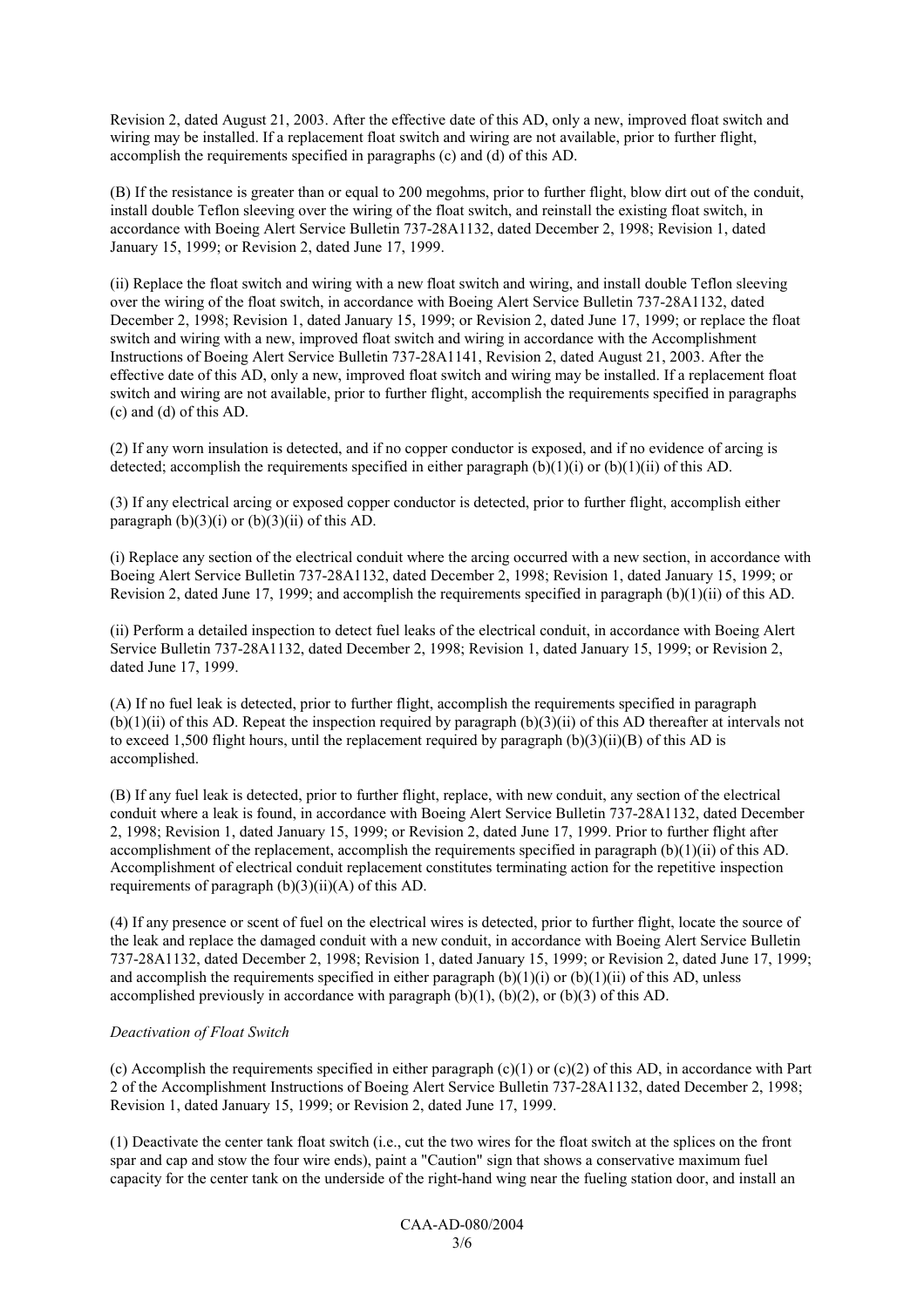Revision 2, dated August 21, 2003. After the effective date of this AD, only a new, improved float switch and wiring may be installed. If a replacement float switch and wiring are not available, prior to further flight, accomplish the requirements specified in paragraphs (c) and (d) of this AD.

(B) If the resistance is greater than or equal to 200 megohms, prior to further flight, blow dirt out of the conduit, install double Teflon sleeving over the wiring of the float switch, and reinstall the existing float switch, in accordance with Boeing Alert Service Bulletin 737-28A1132, dated December 2, 1998; Revision 1, dated January 15, 1999; or Revision 2, dated June 17, 1999.

(ii) Replace the float switch and wiring with a new float switch and wiring, and install double Teflon sleeving over the wiring of the float switch, in accordance with Boeing Alert Service Bulletin 737-28A1132, dated December 2, 1998; Revision 1, dated January 15, 1999; or Revision 2, dated June 17, 1999; or replace the float switch and wiring with a new, improved float switch and wiring in accordance with the Accomplishment Instructions of Boeing Alert Service Bulletin 737-28A1141, Revision 2, dated August 21, 2003. After the effective date of this AD, only a new, improved float switch and wiring may be installed. If a replacement float switch and wiring are not available, prior to further flight, accomplish the requirements specified in paragraphs (c) and (d) of this AD.

(2) If any worn insulation is detected, and if no copper conductor is exposed, and if no evidence of arcing is detected; accomplish the requirements specified in either paragraph (b)(1)(i) or (b)(1)(ii) of this AD.

(3) If any electrical arcing or exposed copper conductor is detected, prior to further flight, accomplish either paragraph (b)(3)(i) or (b)(3)(ii) of this AD.

(i) Replace any section of the electrical conduit where the arcing occurred with a new section, in accordance with Boeing Alert Service Bulletin 737-28A1132, dated December 2, 1998; Revision 1, dated January 15, 1999; or Revision 2, dated June 17, 1999; and accomplish the requirements specified in paragraph (b)(1)(ii) of this AD.

(ii) Perform a detailed inspection to detect fuel leaks of the electrical conduit, in accordance with Boeing Alert Service Bulletin 737-28A1132, dated December 2, 1998; Revision 1, dated January 15, 1999; or Revision 2, dated June 17, 1999.

(A) If no fuel leak is detected, prior to further flight, accomplish the requirements specified in paragraph (b)(1)(ii) of this AD. Repeat the inspection required by paragraph (b)(3)(ii) of this AD thereafter at intervals not to exceed 1,500 flight hours, until the replacement required by paragraph (b)(3)(ii)(B) of this AD is accomplished.

(B) If any fuel leak is detected, prior to further flight, replace, with new conduit, any section of the electrical conduit where a leak is found, in accordance with Boeing Alert Service Bulletin 737-28A1132, dated December 2, 1998; Revision 1, dated January 15, 1999; or Revision 2, dated June 17, 1999. Prior to further flight after accomplishment of the replacement, accomplish the requirements specified in paragraph (b)(1)(ii) of this AD. Accomplishment of electrical conduit replacement constitutes terminating action for the repetitive inspection requirements of paragraph (b)(3)(ii)(A) of this AD.

(4) If any presence or scent of fuel on the electrical wires is detected, prior to further flight, locate the source of the leak and replace the damaged conduit with a new conduit, in accordance with Boeing Alert Service Bulletin 737-28A1132, dated December 2, 1998; Revision 1, dated January 15, 1999; or Revision 2, dated June 17, 1999; and accomplish the requirements specified in either paragraph (b)(1)(i) or (b)(1)(ii) of this AD, unless accomplished previously in accordance with paragraph (b)(1), (b)(2), or (b)(3) of this AD.

*Deactivation of Float Switch*

(c) Accomplish the requirements specified in either paragraph (c)(1) or (c)(2) of this AD, in accordance with Part 2 of the Accomplishment Instructions of Boeing Alert Service Bulletin 737-28A1132, dated December 2, 1998; Revision 1, dated January 15, 1999; or Revision 2, dated June 17, 1999.

(1) Deactivate the center tank float switch (i.e., cut the two wires for the float switch at the splices on the front spar and cap and stow the four wire ends), paint a "Caution" sign that shows a conservative maximum fuel capacity for the center tank on the underside of the right-hand wing near the fueling station door, and install an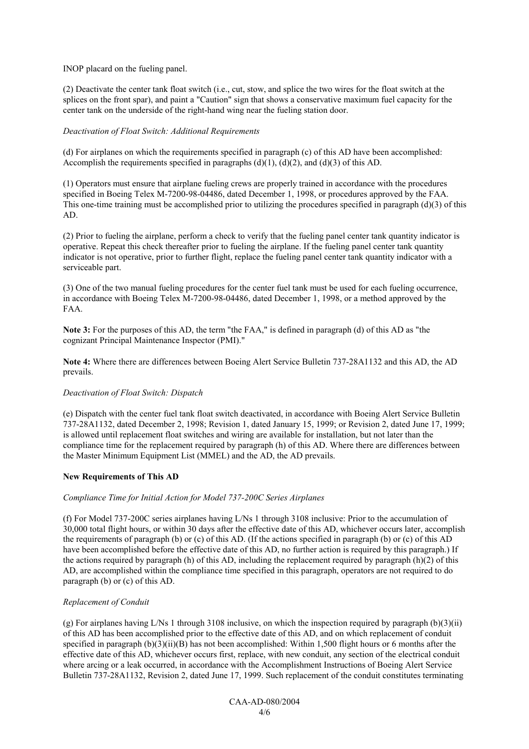INOP placard on the fueling panel.

(2) Deactivate the center tank float switch (i.e., cut, stow, and splice the two wires for the float switch at the splices on the front spar), and paint a "Caution" sign that shows a conservative maximum fuel capacity for the center tank on the underside of the right-hand wing near the fueling station door.

*Deactivation of Float Switch: Additional Requirements*

(d) For airplanes on which the requirements specified in paragraph (c) of this AD have been accomplished: Accomplish the requirements specified in paragraphs (d)(1), (d)(2), and (d)(3) of this AD.

(1) Operators must ensure that airplane fueling crews are properly trained in accordance with the procedures specified in Boeing Telex M-7200-98-04486, dated December 1, 1998, or procedures approved by the FAA. This one-time training must be accomplished prior to utilizing the procedures specified in paragraph (d)(3) of this AD.

(2) Prior to fueling the airplane, perform a check to verify that the fueling panel center tank quantity indicator is operative. Repeat this check thereafter prior to fueling the airplane. If the fueling panel center tank quantity indicator is not operative, prior to further flight, replace the fueling panel center tank quantity indicator with a serviceable part.

(3) One of the two manual fueling procedures for the center fuel tank must be used for each fueling occurrence, in accordance with Boeing Telex M-7200-98-04486, dated December 1, 1998, or a method approved by the FAA.

**Note 3:** For the purposes of this AD, the term "the FAA," is defined in paragraph (d) of this AD as "the cognizant Principal Maintenance Inspector (PMI)."

**Note 4:** Where there are differences between Boeing Alert Service Bulletin 737-28A1132 and this AD, the AD prevails.

*Deactivation of Float Switch: Dispatch*

(e) Dispatch with the center fuel tank float switch deactivated, in accordance with Boeing Alert Service Bulletin 737-28A1132, dated December 2, 1998; Revision 1, dated January 15, 1999; or Revision 2, dated June 17, 1999; is allowed until replacement float switches and wiring are available for installation, but not later than the compliance time for the replacement required by paragraph (h) of this AD. Where there are differences between the Master Minimum Equipment List (MMEL) and the AD, the AD prevails.

**New Requirements of This AD**

*Compliance Time for Initial Action for Model 737-200C Series Airplanes*

(f) For Model 737-200C series airplanes having L/Ns 1 through 3108 inclusive: Prior to the accumulation of 30,000 total flight hours, or within 30 days after the effective date of this AD, whichever occurs later, accomplish the requirements of paragraph (b) or (c) of this AD. (If the actions specified in paragraph (b) or (c) of this AD have been accomplished before the effective date of this AD, no further action is required by this paragraph.) If the actions required by paragraph (h) of this AD, including the replacement required by paragraph (h)(2) of this AD, are accomplished within the compliance time specified in this paragraph, operators are not required to do paragraph (b) or (c) of this AD.

*Replacement of Conduit*

(g) For airplanes having L/Ns 1 through 3108 inclusive, on which the inspection required by paragraph (b)(3)(ii) of this AD has been accomplished prior to the effective date of this AD, and on which replacement of conduit specified in paragraph (b)(3)(ii)(B) has not been accomplished: Within 1,500 flight hours or 6 months after the effective date of this AD, whichever occurs first, replace, with new conduit, any section of the electrical conduit where arcing or a leak occurred, in accordance with the Accomplishment Instructions of Boeing Alert Service Bulletin 737-28A1132, Revision 2, dated June 17, 1999. Such replacement of the conduit constitutes terminating

CAA-AD-080/2004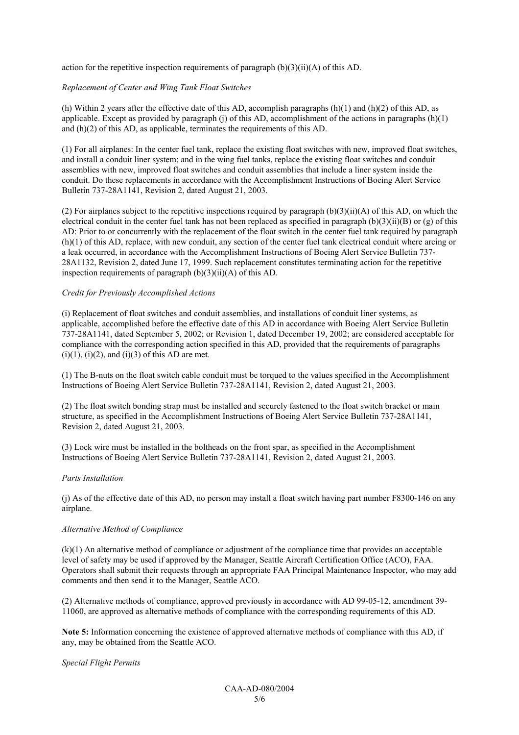action for the repetitive inspection requirements of paragraph (b)(3)(ii)(A) of this AD.

*Replacement of Center and Wing Tank Float Switches*

(h) Within 2 years after the effective date of this AD, accomplish paragraphs (h)(1) and (h)(2) of this AD, as applicable. Except as provided by paragraph (j) of this AD, accomplishment of the actions in paragraphs (h)(1) and (h)(2) of this AD, as applicable, terminates the requirements of this AD.

(1) For all airplanes: In the center fuel tank, replace the existing float switches with new, improved float switches, and install a conduit liner system; and in the wing fuel tanks, replace the existing float switches and conduit assemblies with new, improved float switches and conduit assemblies that include a liner system inside the conduit. Do these replacements in accordance with the Accomplishment Instructions of Boeing Alert Service Bulletin 737-28A1141, Revision 2, dated August 21, 2003.

(2) For airplanes subject to the repetitive inspections required by paragraph (b)(3)(ii)(A) of this AD, on which the electrical conduit in the center fuel tank has not been replaced as specified in paragraph (b)(3)(ii)(B) or (g) of this AD: Prior to or concurrently with the replacement of the float switch in the center fuel tank required by paragraph (h)(1) of this AD, replace, with new conduit, any section of the center fuel tank electrical conduit where arcing or a leak occurred, in accordance with the Accomplishment Instructions of Boeing Alert Service Bulletin 737-28A1132, Revision 2, dated June 17, 1999. Such replacement constitutes terminating action for the repetitive inspection requirements of paragraph (b)(3)(ii)(A) of this AD.

*Credit for Previously Accomplished Actions*

(i) Replacement of float switches and conduit assemblies, and installations of conduit liner systems, as applicable, accomplished before the effective date of this AD in accordance with Boeing Alert Service Bulletin 737-28A1141, dated September 5, 2002; or Revision 1, dated December 19, 2002; are considered acceptable for compliance with the corresponding action specified in this AD, provided that the requirements of paragraphs (i)(1), (i)(2), and (i)(3) of this AD are met.

(1) The B-nuts on the float switch cable conduit must be torqued to the values specified in the Accomplishment Instructions of Boeing Alert Service Bulletin 737-28A1141, Revision 2, dated August 21, 2003.

(2) The float switch bonding strap must be installed and securely fastened to the float switch bracket or main structure, as specified in the Accomplishment Instructions of Boeing Alert Service Bulletin 737-28A1141, Revision 2, dated August 21, 2003.

(3) Lock wire must be installed in the boltheads on the front spar, as specified in the Accomplishment Instructions of Boeing Alert Service Bulletin 737-28A1141, Revision 2, dated August 21, 2003.

*Parts Installation*

(j) As of the effective date of this AD, no person may install a float switch having part number F8300-146 on any airplane.

*Alternative Method of Compliance*

(k)(1) An alternative method of compliance or adjustment of the compliance time that provides an acceptable level of safety may be used if approved by the Manager, Seattle Aircraft Certification Office (ACO), FAA. Operators shall submit their requests through an appropriate FAA Principal Maintenance Inspector, who may add comments and then send it to the Manager, Seattle ACO.

(2) Alternative methods of compliance, approved previously in accordance with AD 99-05-12, amendment 39-11060, are approved as alternative methods of compliance with the corresponding requirements of this AD.

**Note 5:** Information concerning the existence of approved alternative methods of compliance with this AD, if any, may be obtained from the Seattle ACO.

*Special Flight Permits*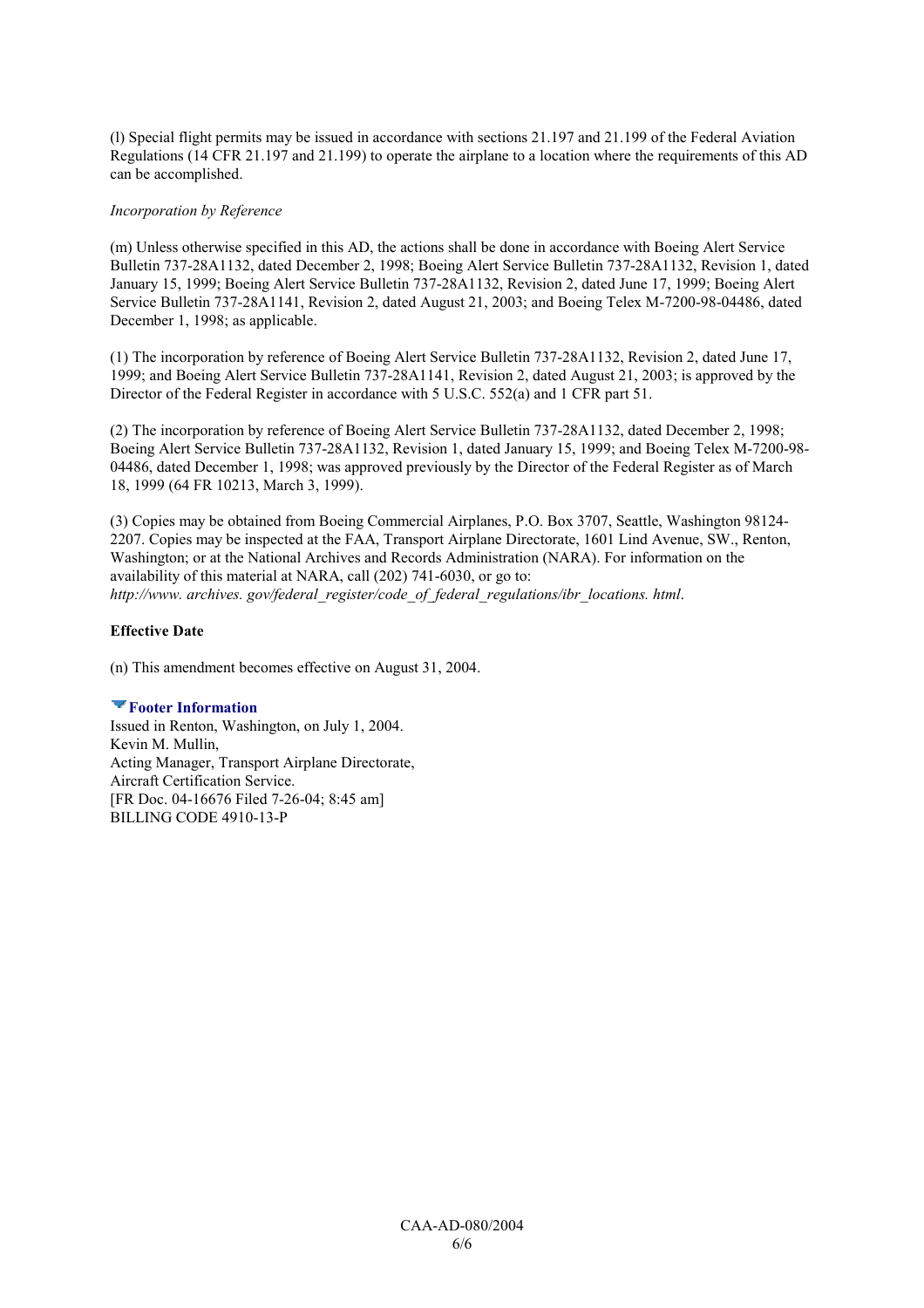(l) Special flight permits may be issued in accordance with sections 21.197 and 21.199 of the Federal Aviation Regulations (14 CFR 21.197 and 21.199) to operate the airplane to a location where the requirements of this AD can be accomplished.

*Incorporation by Reference*

(m) Unless otherwise specified in this AD, the actions shall be done in accordance with Boeing Alert Service Bulletin 737-28A1132, dated December 2, 1998; Boeing Alert Service Bulletin 737-28A1132, Revision 1, dated January 15, 1999; Boeing Alert Service Bulletin 737-28A1132, Revision 2, dated June 17, 1999; Boeing Alert Service Bulletin 737-28A1141, Revision 2, dated August 21, 2003; and Boeing Telex M-7200-98-04486, dated December 1, 1998; as applicable.

(1) The incorporation by reference of Boeing Alert Service Bulletin 737-28A1132, Revision 2, dated June 17, 1999; and Boeing Alert Service Bulletin 737-28A1141, Revision 2, dated August 21, 2003; is approved by the Director of the Federal Register in accordance with 5 U.S.C. 552(a) and 1 CFR part 51.

(2) The incorporation by reference of Boeing Alert Service Bulletin 737-28A1132, dated December 2, 1998; Boeing Alert Service Bulletin 737-28A1132, Revision 1, dated January 15, 1999; and Boeing Telex M-7200-98-04486, dated December 1, 1998; was approved previously by the Director of the Federal Register as of March 18, 1999 (64 FR 10213, March 3, 1999).

(3) Copies may be obtained from Boeing Commercial Airplanes, P.O. Box 3707, Seattle, Washington 98124-2207. Copies may be inspected at the FAA, Transport Airplane Directorate, 1601 Lind Avenue, SW., Renton, Washington; or at the National Archives and Records Administration (NARA). For information on the availability of this material at NARA, call (202) 741-6030, or go to: *http://www. archives. gov/federal_register/code_of_federal_regulations/ibr_locations. html*.

**Effective Date**

(n) This amendment becomes effective on August 31, 2004.

**Footer Information**

Issued in Renton, Washington, on July 1, 2004.
Kevin M. Mullin,
Acting Manager, Transport Airplane Directorate,
Aircraft Certification Service.
[FR Doc. 04-16676 Filed 7-26-04; 8:45 am]
BILLING CODE 4910-13-P

CAA-AD-080/2004